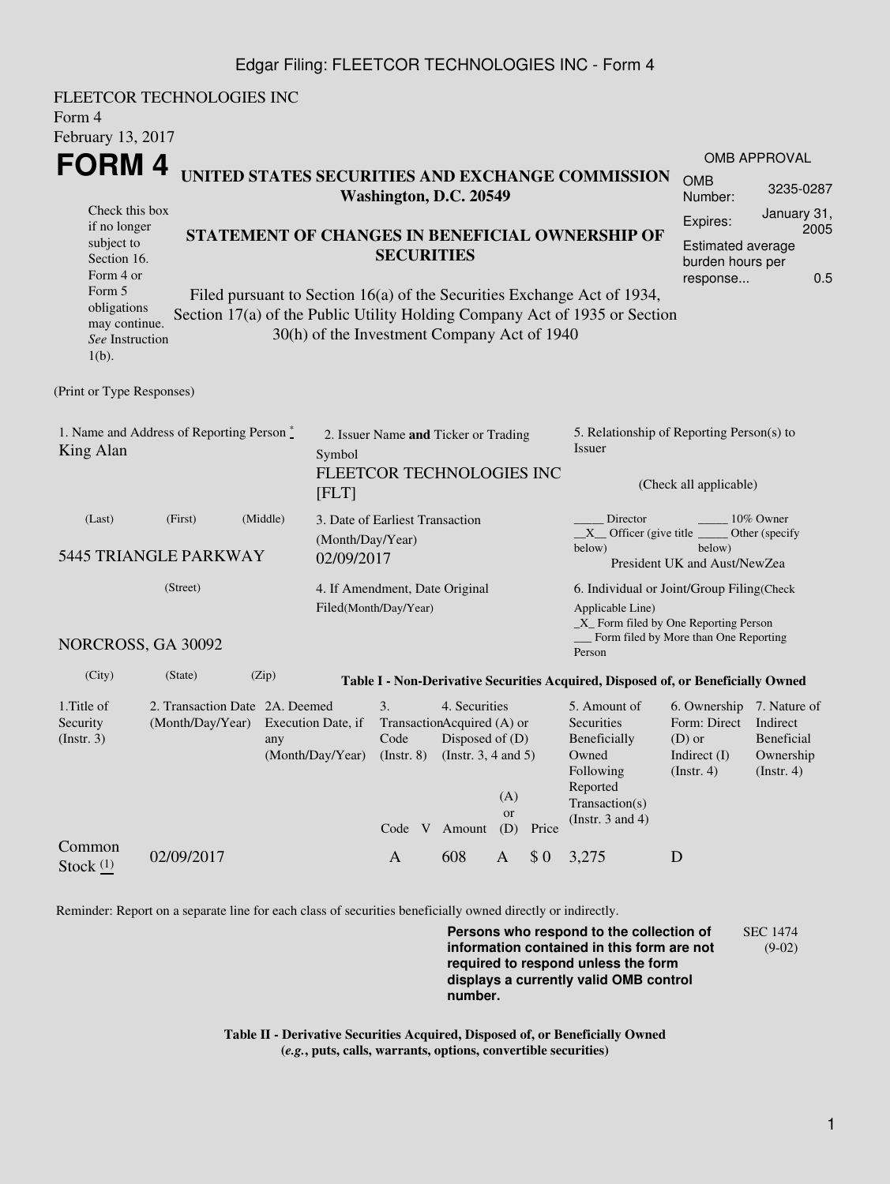FLEETCOR TECHNOLOGIES INC
Form 4
February 13, 2017

# FORM 4

**UNITED STATES SECURITIES AND EXCHANGE COMMISSION**
**Washington, D.C. 20549**

Check this box if no longer subject to Section 16. Form 4 or Form 5 obligations may continue. *See* Instruction 1(b).

**STATEMENT OF CHANGES IN BENEFICIAL OWNERSHIP OF SECURITIES**

Filed pursuant to Section 16(a) of the Securities Exchange Act of 1934, Section 17(a) of the Public Utility Holding Company Act of 1935 or Section 30(h) of the Investment Company Act of 1940

| OMB APPROVAL | |
|---|---|
| OMB Number: | 3235-0287 |
| Expires: | January 31, 2005 |
| Estimated average burden hours per response... | 0.5 |

(Print or Type Responses)

1. Name and Address of Reporting Person *
King Alan

(Last) (First) (Middle)

5445 TRIANGLE PARKWAY

(Street)

NORCROSS, GA 30092

(City) (State) (Zip)

2. Issuer Name **and** Ticker or Trading Symbol
FLEETCOR TECHNOLOGIES INC [FLT]

3. Date of Earliest Transaction (Month/Day/Year)
02/09/2017

4. If Amendment, Date Original Filed(Month/Day/Year)

5. Relationship of Reporting Person(s) to Issuer

(Check all applicable)

_____ Director _____ 10% Owner
__X__ Officer (give title below) _____ Other (specify below)
President UK and Aust/NewZea

6. Individual or Joint/Group Filing(Check Applicable Line)
_X_ Form filed by One Reporting Person
___ Form filed by More than One Reporting Person

**Table I - Non-Derivative Securities Acquired, Disposed of, or Beneficially Owned**

| 1.Title of Security (Instr. 3) | 2. Transaction Date (Month/Day/Year) | 2A. Deemed Execution Date, if any (Month/Day/Year) | 3. Transaction Code (Instr. 8) | | 4. Securities Acquired (A) or Disposed of (D) (Instr. 3, 4 and 5) | | | 5. Amount of Securities Beneficially Owned Following Reported Transaction(s) (Instr. 3 and 4) | 6. Ownership Form: Direct (D) or Indirect (I) (Instr. 4) | 7. Nature of Indirect Beneficial Ownership (Instr. 4) |
|---|---|---|---|---|---|---|---|---|---|---|
| | | | Code | V | Amount | (A) or (D) | Price | | | |
| Common Stock (1) | 02/09/2017 | | A | | 608 | A | $ 0 | 3,275 | D | |

Reminder: Report on a separate line for each class of securities beneficially owned directly or indirectly.

**Persons who respond to the collection of information contained in this form are not required to respond unless the form displays a currently valid OMB control number.**

SEC 1474 (9-02)

**Table II - Derivative Securities Acquired, Disposed of, or Beneficially Owned**
**(*e.g.*, puts, calls, warrants, options, convertible securities)**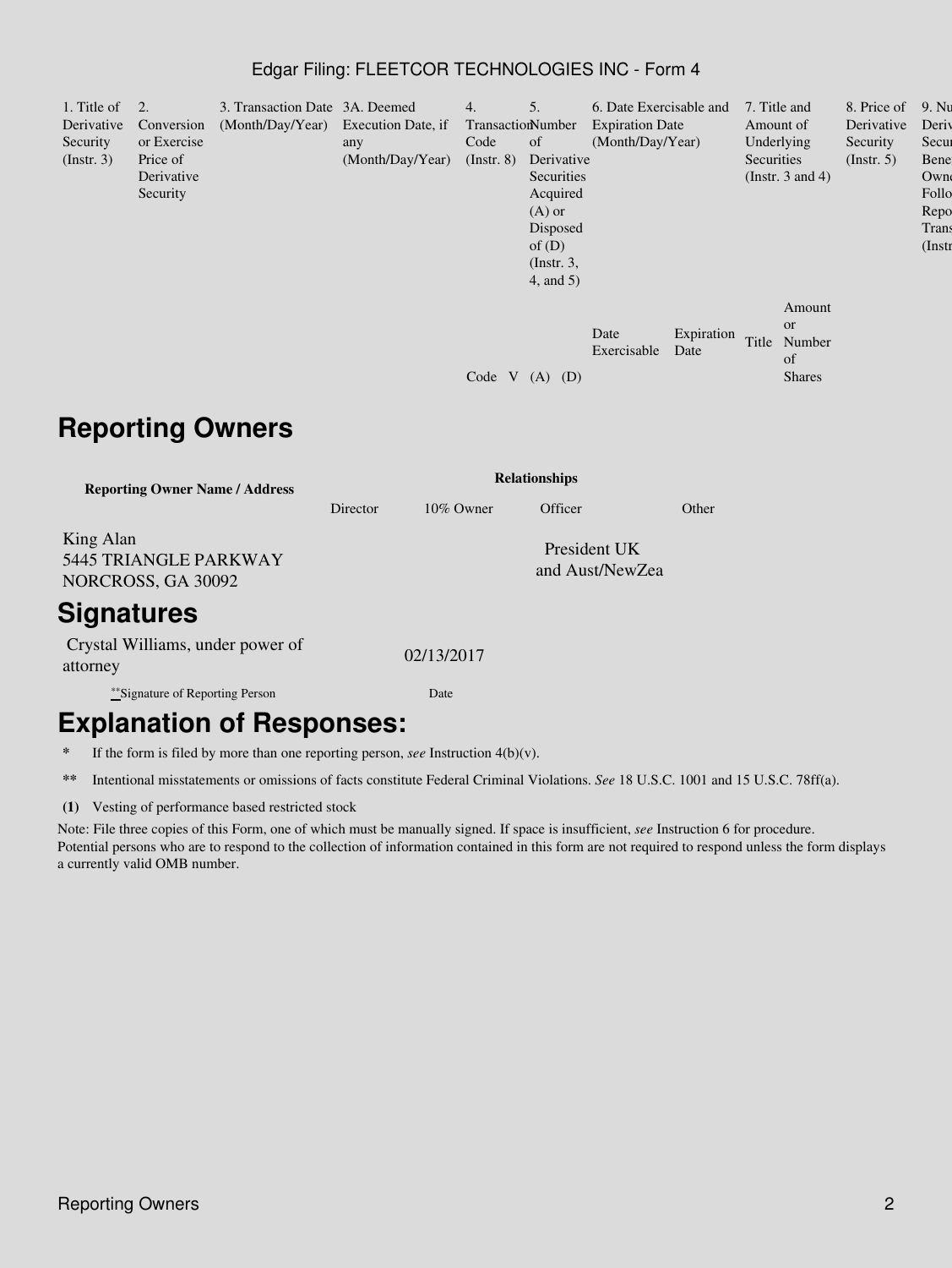| 1. Title of Derivative Security (Instr. 3) | 2. Conversion or Exercise Price of Derivative Security | 3. Transaction Date (Month/Day/Year) | 3A. Deemed Execution Date, if any (Month/Day/Year) | 4. Transaction Code (Instr. 8) | | 5. Number of Derivative Securities Acquired (A) or Disposed of (D) (Instr. 3, 4, and 5) | | 6. Date Exercisable and Expiration Date (Month/Day/Year) | | 7. Title and Amount of Underlying Securities (Instr. 3 and 4) | | 8. Price of Derivative Security (Instr. 5) | 9. Nu Deriv Secur Bene Owne Follo Repo Trans (Instr |
|---|---|---|---|---|---|---|---|---|---|---|---|---|---|
| | | | | Code | V | (A) | (D) | Date Exercisable | Expiration Date | Title | Amount or Number of Shares | | |

## Reporting Owners

| Reporting Owner Name / Address | Relationships | | | |
|---|---|---|---|---|
| | Director | 10% Owner | Officer | Other |
| King Alan<br>5445 TRIANGLE PARKWAY<br>NORCROSS, GA 30092 | | | President UK and Aust/NewZea | |

## Signatures

| | |
|---|---|
| Crystal Williams, under power of attorney | 02/13/2017 |
| **Signature of Reporting Person | Date |

## Explanation of Responses:

* If the form is filed by more than one reporting person, *see* Instruction 4(b)(v).

** Intentional misstatements or omissions of facts constitute Federal Criminal Violations. *See* 18 U.S.C. 1001 and 15 U.S.C. 78ff(a).

**(1)** Vesting of performance based restricted stock

Note: File three copies of this Form, one of which must be manually signed. If space is insufficient, *see* Instruction 6 for procedure.

Potential persons who are to respond to the collection of information contained in this form are not required to respond unless the form displays a currently valid OMB number.